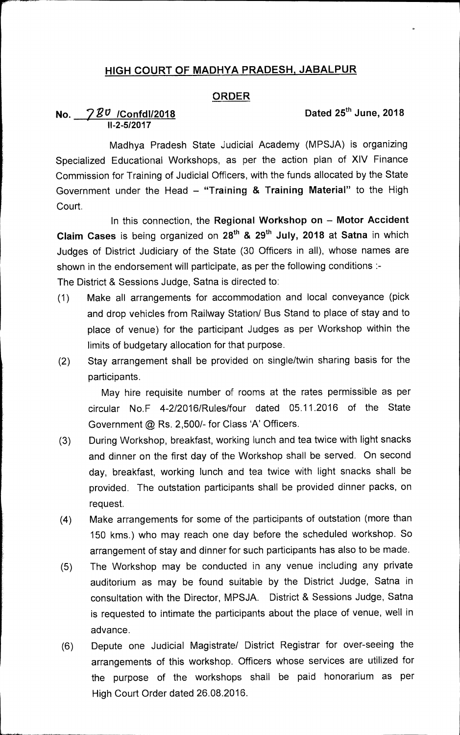# HIGH COURT OF MADHYA PRADESH, JABALPUR

## ORDER

**No. 780 /Confdl/2018** **Dated 25th June, 2018**
**II-2-5/2017**

Madhya Pradesh State Judicial Academy (MPSJA) is organizing Specialized Educational Workshops, as per the action plan of XIV Finance Commission for Training of Judicial Officers, with the funds allocated by the State Government under the Head – **"Training & Training Material"** to the High Court.

In this connection, the **Regional Workshop on – Motor Accident Claim Cases** is being organized on **28th & 29th July, 2018** at **Satna** in which Judges of District Judiciary of the State (30 Officers in all), whose names are shown in the endorsement will participate, as per the following conditions :-

The District & Sessions Judge, Satna is directed to:

(1) Make all arrangements for accommodation and local conveyance (pick and drop vehicles from Railway Station/ Bus Stand to place of stay and to place of venue) for the participant Judges as per Workshop within the limits of budgetary allocation for that purpose.

(2) Stay arrangement shall be provided on single/twin sharing basis for the participants.

May hire requisite number of rooms at the rates permissible as per circular No.F 4-2/2016/Rules/four dated 05.11.2016 of the State Government @ Rs. 2,500/- for Class 'A' Officers.

(3) During Workshop, breakfast, working lunch and tea twice with light snacks and dinner on the first day of the Workshop shall be served. On second day, breakfast, working lunch and tea twice with light snacks shall be provided. The outstation participants shall be provided dinner packs, on request.

(4) Make arrangements for some of the participants of outstation (more than 150 kms.) who may reach one day before the scheduled workshop. So arrangement of stay and dinner for such participants has also to be made.

(5) The Workshop may be conducted in any venue including any private auditorium as may be found suitable by the District Judge, Satna in consultation with the Director, MPSJA. District & Sessions Judge, Satna is requested to intimate the participants about the place of venue, well in advance.

(6) Depute one Judicial Magistrate/ District Registrar for over-seeing the arrangements of this workshop. Officers whose services are utilized for the purpose of the workshops shall be paid honorarium as per High Court Order dated 26.08.2016.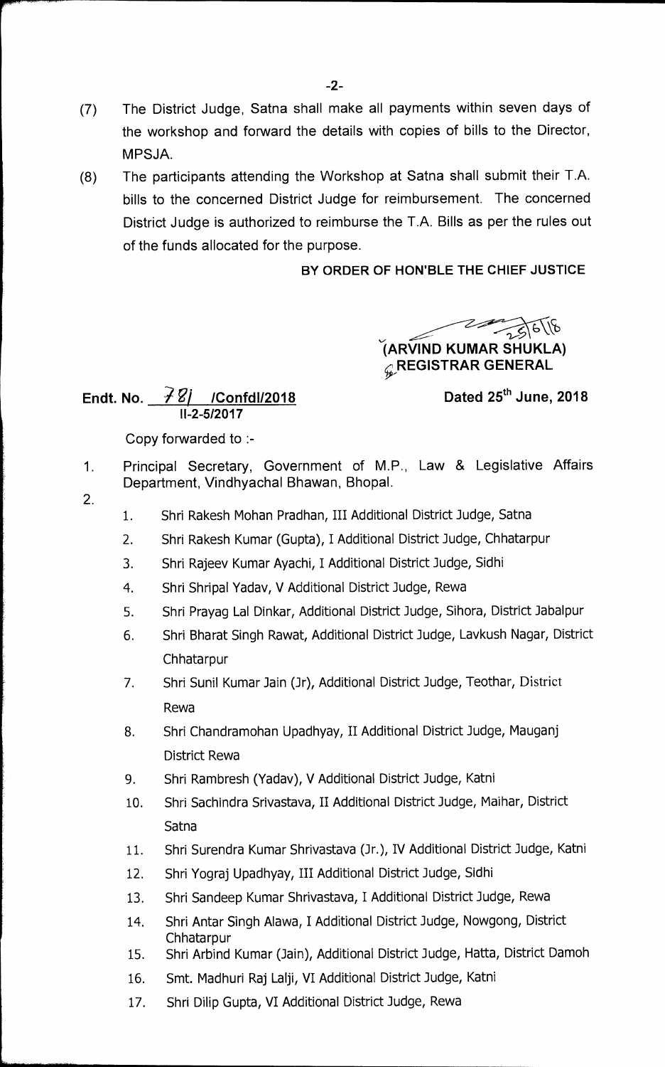(7) The District Judge, Satna shall make all payments within seven days of the workshop and forward the details with copies of bills to the Director, MPSJA.

(8) The participants attending the Workshop at Satna shall submit their T.A. bills to the concerned District Judge for reimbursement. The concerned District Judge is authorized to reimburse the T.A. Bills as per the rules out of the funds allocated for the purpose.

**BY ORDER OF HON'BLE THE CHIEF JUSTICE**

25/6/18

**(ARVIND KUMAR SHUKLA)**
**REGISTRAR GENERAL**

**Endt. No. 781 /Confdl/2018** **Dated 25th June, 2018**
**II-2-5/2017**

Copy forwarded to :-

1. Principal Secretary, Government of M.P., Law & Legislative Affairs Department, Vindhyachal Bhawan, Bhopal.
2. 
    1. Shri Rakesh Mohan Pradhan, III Additional District Judge, Satna
    2. Shri Rakesh Kumar (Gupta), I Additional District Judge, Chhatarpur
    3. Shri Rajeev Kumar Ayachi, I Additional District Judge, Sidhi
    4. Shri Shripal Yadav, V Additional District Judge, Rewa
    5. Shri Prayag Lal Dinkar, Additional District Judge, Sihora, District Jabalpur
    6. Shri Bharat Singh Rawat, Additional District Judge, Lavkush Nagar, District Chhatarpur
    7. Shri Sunil Kumar Jain (Jr), Additional District Judge, Teothar, District Rewa
    8. Shri Chandramohan Upadhyay, II Additional District Judge, Mauganj District Rewa
    9. Shri Rambresh (Yadav), V Additional District Judge, Katni
    10. Shri Sachindra Srivastava, II Additional District Judge, Maihar, District Satna
    11. Shri Surendra Kumar Shrivastava (Jr.), IV Additional District Judge, Katni
    12. Shri Yograj Upadhyay, III Additional District Judge, Sidhi
    13. Shri Sandeep Kumar Shrivastava, I Additional District Judge, Rewa
    14. Shri Antar Singh Alawa, I Additional District Judge, Nowgong, District Chhatarpur
    15. Shri Arbind Kumar (Jain), Additional District Judge, Hatta, District Damoh
    16. Smt. Madhuri Raj Lalji, VI Additional District Judge, Katni
    17. Shri Dilip Gupta, VI Additional District Judge, Rewa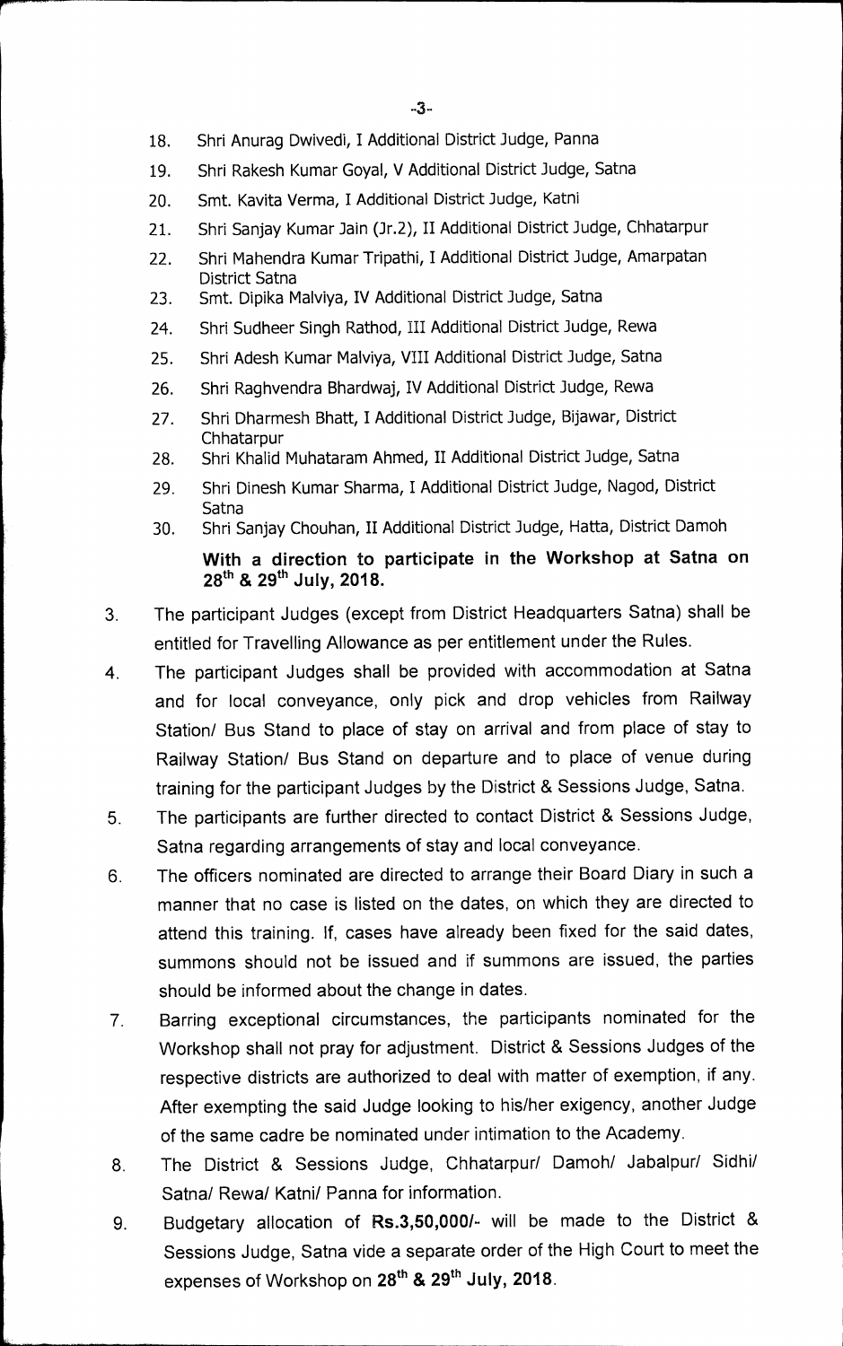18. Shri Anurag Dwivedi, I Additional District Judge, Panna
19. Shri Rakesh Kumar Goyal, V Additional District Judge, Satna
20. Smt. Kavita Verma, I Additional District Judge, Katni
21. Shri Sanjay Kumar Jain (Jr.2), II Additional District Judge, Chhatarpur
22. Shri Mahendra Kumar Tripathi, I Additional District Judge, Amarpatan District Satna
23. Smt. Dipika Malviya, IV Additional District Judge, Satna
24. Shri Sudheer Singh Rathod, III Additional District Judge, Rewa
25. Shri Adesh Kumar Malviya, VIII Additional District Judge, Satna
26. Shri Raghvendra Bhardwaj, IV Additional District Judge, Rewa
27. Shri Dharmesh Bhatt, I Additional District Judge, Bijawar, District Chhatarpur
28. Shri Khalid Muhataram Ahmed, II Additional District Judge, Satna
29. Shri Dinesh Kumar Sharma, I Additional District Judge, Nagod, District Satna
30. Shri Sanjay Chouhan, II Additional District Judge, Hatta, District Damoh

**With a direction to participate in the Workshop at Satna on 28th & 29th July, 2018.**

3. The participant Judges (except from District Headquarters Satna) shall be entitled for Travelling Allowance as per entitlement under the Rules.
4. The participant Judges shall be provided with accommodation at Satna and for local conveyance, only pick and drop vehicles from Railway Station/ Bus Stand to place of stay on arrival and from place of stay to Railway Station/ Bus Stand on departure and to place of venue during training for the participant Judges by the District & Sessions Judge, Satna.
5. The participants are further directed to contact District & Sessions Judge, Satna regarding arrangements of stay and local conveyance.
6. The officers nominated are directed to arrange their Board Diary in such a manner that no case is listed on the dates, on which they are directed to attend this training. If, cases have already been fixed for the said dates, summons should not be issued and if summons are issued, the parties should be informed about the change in dates.
7. Barring exceptional circumstances, the participants nominated for the Workshop shall not pray for adjustment. District & Sessions Judges of the respective districts are authorized to deal with matter of exemption, if any. After exempting the said Judge looking to his/her exigency, another Judge of the same cadre be nominated under intimation to the Academy.
8. The District & Sessions Judge, Chhatarpur/ Damoh/ Jabalpur/ Sidhi/ Satna/ Rewa/ Katni/ Panna for information.
9. Budgetary allocation of **Rs.3,50,000/-** will be made to the District & Sessions Judge, Satna vide a separate order of the High Court to meet the expenses of Workshop on **28th & 29th July, 2018**.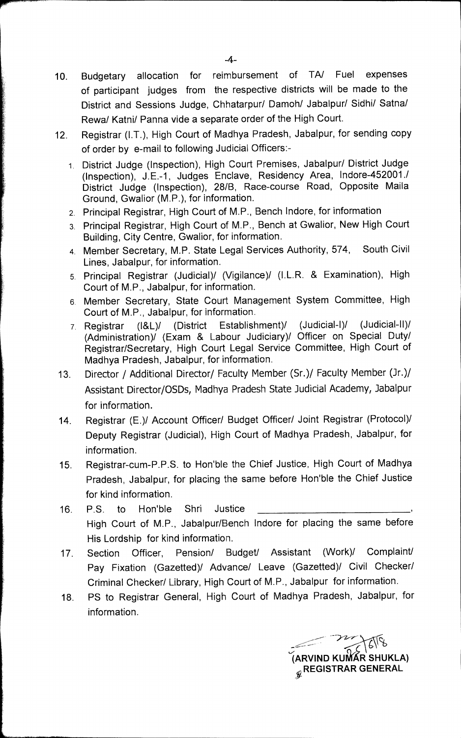10. Budgetary allocation for reimbursement of TA/ Fuel expenses of participant judges from the respective districts will be made to the District and Sessions Judge, Chhatarpur/ Damoh/ Jabalpur/ Sidhi/ Satna/ Rewa/ Katni/ Panna vide a separate order of the High Court.

12. Registrar (I.T.), High Court of Madhya Pradesh, Jabalpur, for sending copy of order by e-mail to following Judicial Officers:-

    1. District Judge (Inspection), High Court Premises, Jabalpur/ District Judge (Inspection), J.E.-1, Judges Enclave, Residency Area, Indore-452001./ District Judge (Inspection), 28/B, Race-course Road, Opposite Maila Ground, Gwalior (M.P.), for information.
    2. Principal Registrar, High Court of M.P., Bench Indore, for information
    3. Principal Registrar, High Court of M.P., Bench at Gwalior, New High Court Building, City Centre, Gwalior, for information.
    4. Member Secretary, M.P. State Legal Services Authority, 574, South Civil Lines, Jabalpur, for information.
    5. Principal Registrar (Judicial)/ (Vigilance)/ (I.L.R. & Examination), High Court of M.P., Jabalpur, for information.
    6. Member Secretary, State Court Management System Committee, High Court of M.P., Jabalpur, for information.
    7. Registrar (I&L)/ (District Establishment)/ (Judicial-I)/ (Judicial-II)/ (Administration)/ (Exam & Labour Judiciary)/ Officer on Special Duty/ Registrar/Secretary, High Court Legal Service Committee, High Court of Madhya Pradesh, Jabalpur, for information.

13. Director / Additional Director/ Faculty Member (Sr.)/ Faculty Member (Jr.)/ Assistant Director/OSDs, Madhya Pradesh State Judicial Academy, Jabalpur for information.

14. Registrar (E.)/ Account Officer/ Budget Officer/ Joint Registrar (Protocol)/ Deputy Registrar (Judicial), High Court of Madhya Pradesh, Jabalpur, for information.

15. Registrar-cum-P.P.S. to Hon'ble the Chief Justice, High Court of Madhya Pradesh, Jabalpur, for placing the same before Hon'ble the Chief Justice for kind information.

16. P.S. to Hon'ble Shri Justice \_\_\_\_\_\_\_\_\_\_\_\_\_\_\_\_\_\_\_\_\_\_\_\_\_\_, High Court of M.P., Jabalpur/Bench Indore for placing the same before His Lordship for kind information.

17. Section Officer, Pension/ Budget/ Assistant (Work)/ Complaint/ Pay Fixation (Gazetted)/ Advance/ Leave (Gazetted)/ Civil Checker/ Criminal Checker/ Library, High Court of M.P., Jabalpur for information.

18. PS to Registrar General, High Court of Madhya Pradesh, Jabalpur, for information.

26/6/18

**(ARVIND KUMAR SHUKLA)**
**REGISTRAR GENERAL**